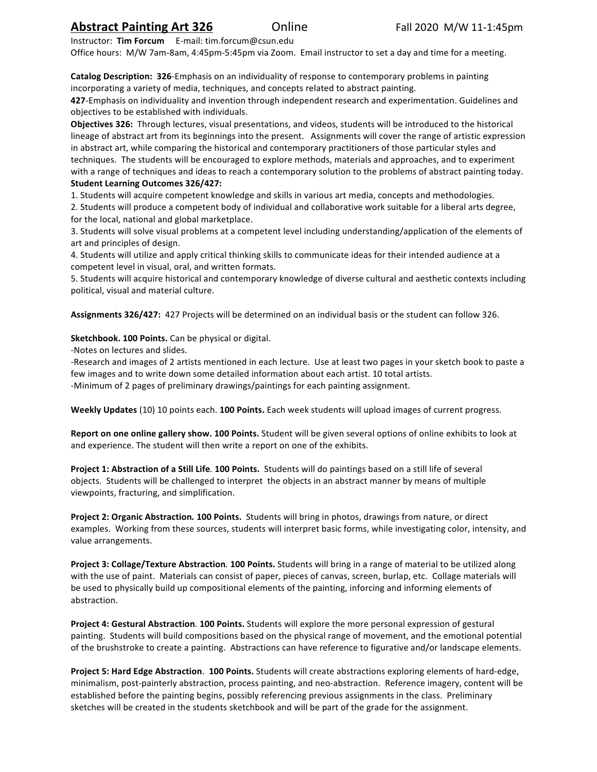# Abstract Painting Art 326 Online Fall 2020 M/W 11-1:45pm

Instructor: **Tim Forcum** E-mail: tim.forcum@csun.edu

Office hours: M/W 7am-8am, 4:45pm-5:45pm via Zoom. Email instructor to set a day and time for a meeting.

**Catalog Description: 326**-Emphasis on an individuality of response to contemporary problems in painting incorporating a variety of media, techniques, and concepts related to abstract painting.

**427**-Emphasis on individuality and invention through independent research and experimentation. Guidelines and objectives to be established with individuals.

**Objectives 326:** Through lectures, visual presentations, and videos, students will be introduced to the historical lineage of abstract art from its beginnings into the present. Assignments will cover the range of artistic expression in abstract art, while comparing the historical and contemporary practitioners of those particular styles and techniques. The students will be encouraged to explore methods, materials and approaches, and to experiment with a range of techniques and ideas to reach a contemporary solution to the problems of abstract painting today.

**Student Learning Outcomes 326/427:**

1. Students will acquire competent knowledge and skills in various art media, concepts and methodologies.
2. Students will produce a competent body of individual and collaborative work suitable for a liberal arts degree, for the local, national and global marketplace.
3. Students will solve visual problems at a competent level including understanding/application of the elements of art and principles of design.
4. Students will utilize and apply critical thinking skills to communicate ideas for their intended audience at a competent level in visual, oral, and written formats.
5. Students will acquire historical and contemporary knowledge of diverse cultural and aesthetic contexts including political, visual and material culture.

**Assignments 326/427:** 427 Projects will be determined on an individual basis or the student can follow 326.

**Sketchbook. 100 Points.** Can be physical or digital.

-Notes on lectures and slides.

-Research and images of 2 artists mentioned in each lecture. Use at least two pages in your sketch book to paste a few images and to write down some detailed information about each artist. 10 total artists.

-Minimum of 2 pages of preliminary drawings/paintings for each painting assignment.

**Weekly Updates** (10) 10 points each. **100 Points.** Each week students will upload images of current progress.

**Report on one online gallery show. 100 Points.** Student will be given several options of online exhibits to look at and experience. The student will then write a report on one of the exhibits.

**Project 1: Abstraction of a Still Life**. **100 Points.** Students will do paintings based on a still life of several objects. Students will be challenged to interpret the objects in an abstract manner by means of multiple viewpoints, fracturing, and simplification.

**Project 2: Organic Abstraction. 100 Points.** Students will bring in photos, drawings from nature, or direct examples. Working from these sources, students will interpret basic forms, while investigating color, intensity, and value arrangements.

**Project 3: Collage/Texture Abstraction**. **100 Points.** Students will bring in a range of material to be utilized along with the use of paint. Materials can consist of paper, pieces of canvas, screen, burlap, etc. Collage materials will be used to physically build up compositional elements of the painting, inforcing and informing elements of abstraction.

**Project 4: Gestural Abstraction**. **100 Points.** Students will explore the more personal expression of gestural painting. Students will build compositions based on the physical range of movement, and the emotional potential of the brushstroke to create a painting. Abstractions can have reference to figurative and/or landscape elements.

**Project 5: Hard Edge Abstraction**. **100 Points.** Students will create abstractions exploring elements of hard-edge, minimalism, post-painterly abstraction, process painting, and neo-abstraction. Reference imagery, content will be established before the painting begins, possibly referencing previous assignments in the class. Preliminary sketches will be created in the students sketchbook and will be part of the grade for the assignment.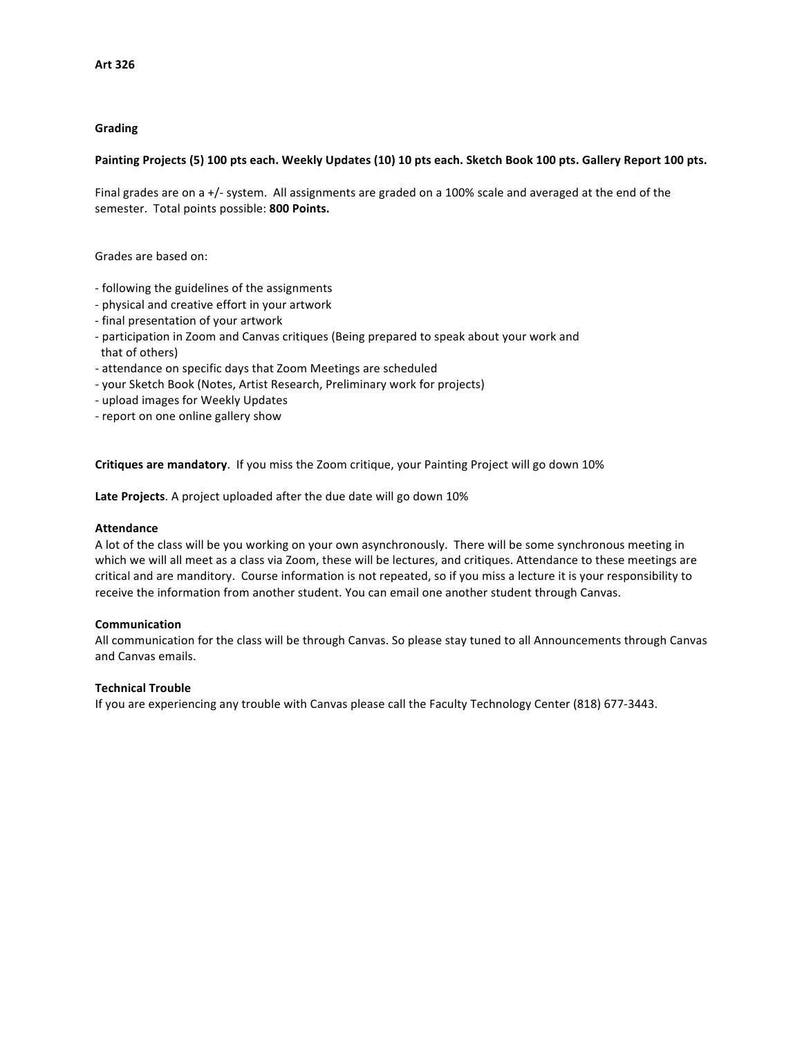**Art 326**

**Grading**

**Painting Projects (5) 100 pts each. Weekly Updates (10) 10 pts each. Sketch Book 100 pts. Gallery Report 100 pts.**

Final grades are on a +/- system. All assignments are graded on a 100% scale and averaged at the end of the semester. Total points possible: **800 Points.**

Grades are based on:

- following the guidelines of the assignments
- physical and creative effort in your artwork
- final presentation of your artwork
- participation in Zoom and Canvas critiques (Being prepared to speak about your work and that of others)
- attendance on specific days that Zoom Meetings are scheduled
- your Sketch Book (Notes, Artist Research, Preliminary work for projects)
- upload images for Weekly Updates
- report on one online gallery show

**Critiques are mandatory**. If you miss the Zoom critique, your Painting Project will go down 10%

**Late Projects**. A project uploaded after the due date will go down 10%

**Attendance**
A lot of the class will be you working on your own asynchronously. There will be some synchronous meeting in which we will all meet as a class via Zoom, these will be lectures, and critiques. Attendance to these meetings are critical and are manditory. Course information is not repeated, so if you miss a lecture it is your responsibility to receive the information from another student. You can email one another student through Canvas.

**Communication**
All communication for the class will be through Canvas. So please stay tuned to all Announcements through Canvas and Canvas emails.

**Technical Trouble**
If you are experiencing any trouble with Canvas please call the Faculty Technology Center (818) 677-3443.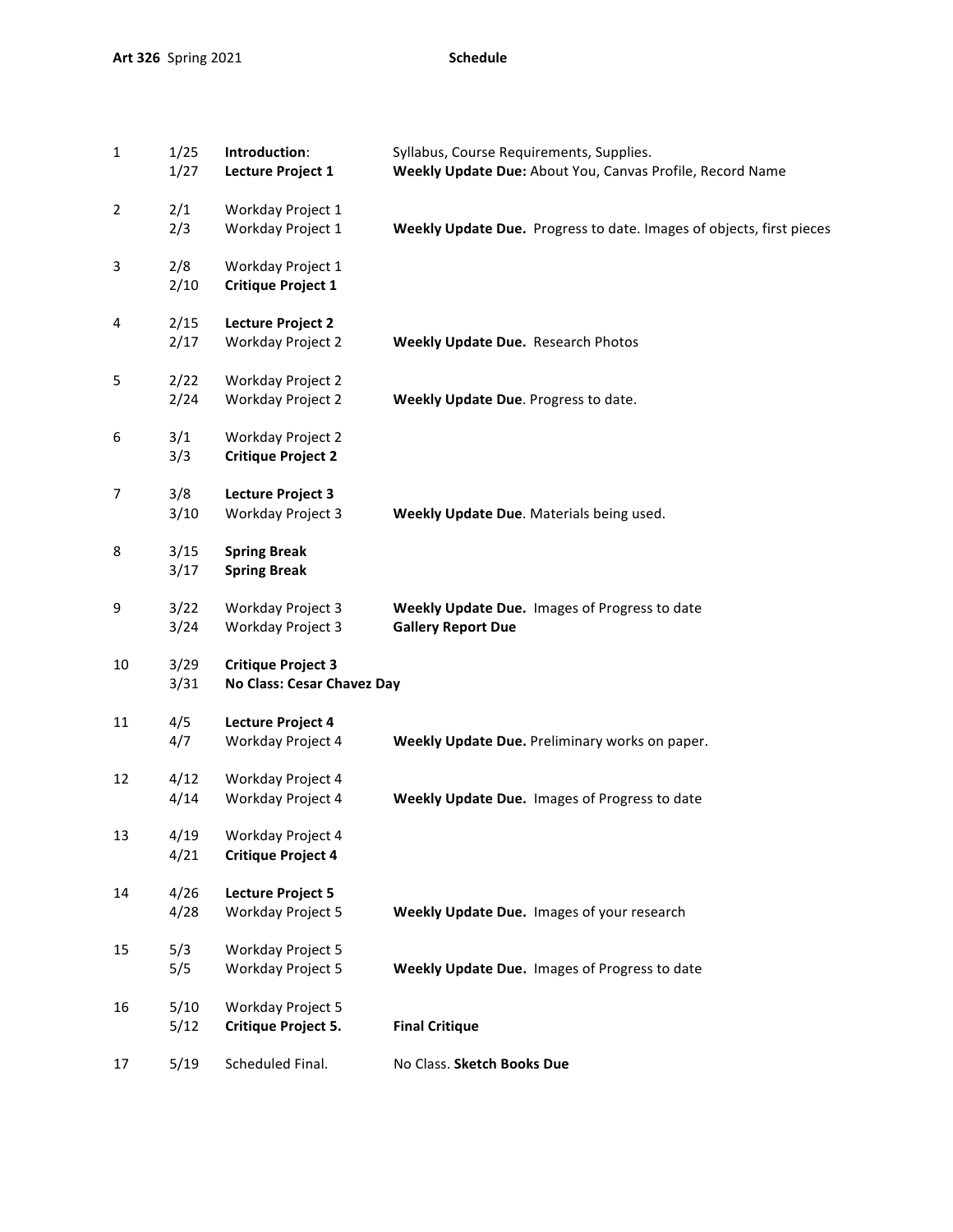**Art 326** Spring 2021 **Schedule**

| Week | Date | Activity | Notes |
|---|---|---|---|
| 1 | 1/25 | **Introduction**: | Syllabus, Course Requirements, Supplies. |
| | 1/27 | **Lecture Project 1** | **Weekly Update Due:** About You, Canvas Profile, Record Name |
| 2 | 2/1 | Workday Project 1 | |
| | 2/3 | Workday Project 1 | **Weekly Update Due.** Progress to date. Images of objects, first pieces |
| 3 | 2/8 | Workday Project 1 | |
| | 2/10 | **Critique Project 1** | |
| 4 | 2/15 | **Lecture Project 2** | |
| | 2/17 | Workday Project 2 | **Weekly Update Due.** Research Photos |
| 5 | 2/22 | Workday Project 2 | |
| | 2/24 | Workday Project 2 | **Weekly Update Due**. Progress to date. |
| 6 | 3/1 | Workday Project 2 | |
| | 3/3 | **Critique Project 2** | |
| 7 | 3/8 | **Lecture Project 3** | |
| | 3/10 | Workday Project 3 | **Weekly Update Due**. Materials being used. |
| 8 | 3/15 | **Spring Break** | |
| | 3/17 | **Spring Break** | |
| 9 | 3/22 | Workday Project 3 | **Weekly Update Due.** Images of Progress to date |
| | 3/24 | Workday Project 3 | **Gallery Report Due** |
| 10 | 3/29 | **Critique Project 3** | |
| | 3/31 | **No Class: Cesar Chavez Day** | |
| 11 | 4/5 | **Lecture Project 4** | |
| | 4/7 | Workday Project 4 | **Weekly Update Due.** Preliminary works on paper. |
| 12 | 4/12 | Workday Project 4 | |
| | 4/14 | Workday Project 4 | **Weekly Update Due.** Images of Progress to date |
| 13 | 4/19 | Workday Project 4 | |
| | 4/21 | **Critique Project 4** | |
| 14 | 4/26 | **Lecture Project 5** | |
| | 4/28 | Workday Project 5 | **Weekly Update Due.** Images of your research |
| 15 | 5/3 | Workday Project 5 | |
| | 5/5 | Workday Project 5 | **Weekly Update Due.** Images of Progress to date |
| 16 | 5/10 | Workday Project 5 | |
| | 5/12 | **Critique Project 5.** | **Final Critique** |
| 17 | 5/19 | Scheduled Final. | No Class. **Sketch Books Due** |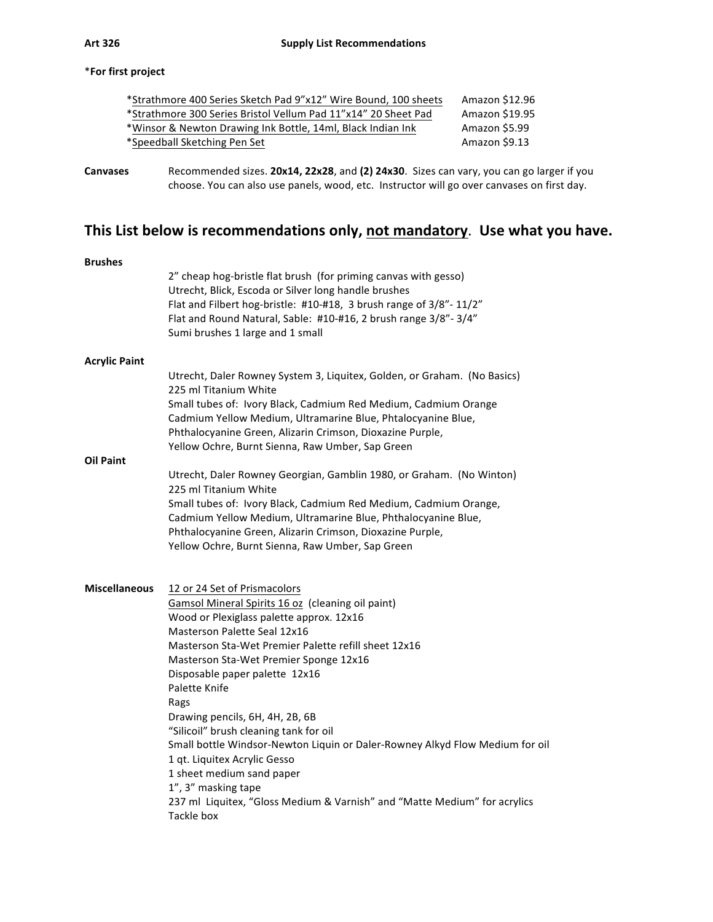**Art 326** **Supply List Recommendations**

\***For first project**

| Item | Price |
|---|---|
| *<u>Strathmore 400 Series Sketch Pad 9"x12" Wire Bound, 100 sheets</u> | Amazon $12.96 |
| *<u>Strathmore 300 Series Bristol Vellum Pad 11"x14" 20 Sheet Pad</u> | Amazon $19.95 |
| *<u>Winsor & Newton Drawing Ink Bottle, 14ml, Black Indian Ink</u> | Amazon $5.99 |
| *<u>Speedball Sketching Pen Set</u> | Amazon $9.13 |

**Canvases** Recommended sizes. **20x14, 22x28**, and **(2) 24x30**. Sizes can vary, you can go larger if you choose. You can also use panels, wood, etc. Instructor will go over canvases on first day.

## This List below is recommendations only, <u>not mandatory</u>. Use what you have.

**Brushes**

2" cheap hog-bristle flat brush (for priming canvas with gesso)
Utrecht, Blick, Escoda or Silver long handle brushes
Flat and Filbert hog-bristle: #10-#18, 3 brush range of 3/8"- 11/2"
Flat and Round Natural, Sable: #10-#16, 2 brush range 3/8"- 3/4"
Sumi brushes 1 large and 1 small

**Acrylic Paint**

Utrecht, Daler Rowney System 3, Liquitex, Golden, or Graham. (No Basics)
225 ml Titanium White
Small tubes of: Ivory Black, Cadmium Red Medium, Cadmium Orange
Cadmium Yellow Medium, Ultramarine Blue, Phtalocyanine Blue,
Phthalocyanine Green, Alizarin Crimson, Dioxazine Purple,
Yellow Ochre, Burnt Sienna, Raw Umber, Sap Green

**Oil Paint**

Utrecht, Daler Rowney Georgian, Gamblin 1980, or Graham. (No Winton)
225 ml Titanium White
Small tubes of: Ivory Black, Cadmium Red Medium, Cadmium Orange,
Cadmium Yellow Medium, Ultramarine Blue, Phthalocyanine Blue,
Phthalocyanine Green, Alizarin Crimson, Dioxazine Purple,
Yellow Ochre, Burnt Sienna, Raw Umber, Sap Green

**Miscellaneous**

<u>12 or 24 Set of Prismacolors</u>
<u>Gamsol Mineral Spirits 16 oz</u> (cleaning oil paint)
Wood or Plexiglass palette approx. 12x16
Masterson Palette Seal 12x16
Masterson Sta-Wet Premier Palette refill sheet 12x16
Masterson Sta-Wet Premier Sponge 12x16
Disposable paper palette 12x16
Palette Knife
Rags
Drawing pencils, 6H, 4H, 2B, 6B
"Silicoil" brush cleaning tank for oil
Small bottle Windsor-Newton Liquin or Daler-Rowney Alkyd Flow Medium for oil
1 qt. Liquitex Acrylic Gesso
1 sheet medium sand paper
1", 3" masking tape
237 ml Liquitex, "Gloss Medium & Varnish" and "Matte Medium" for acrylics
Tackle box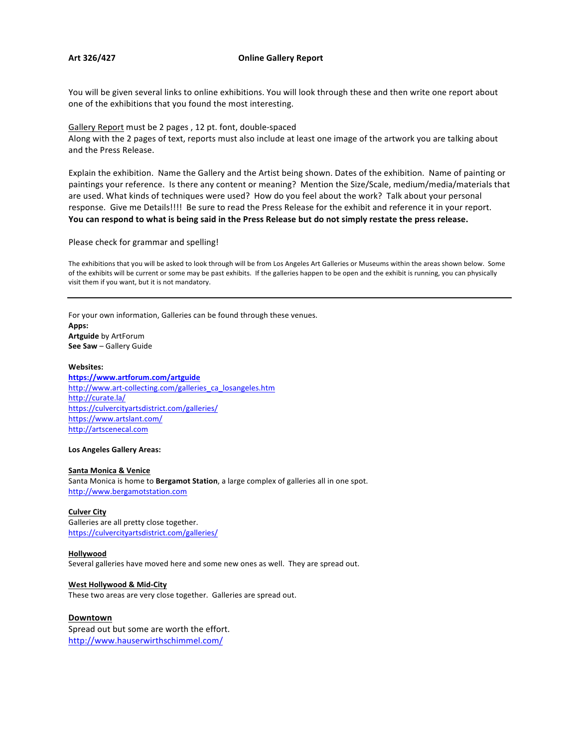**Art 326/427** **Online Gallery Report**

You will be given several links to online exhibitions. You will look through these and then write one report about one of the exhibitions that you found the most interesting.

Gallery Report must be 2 pages , 12 pt. font, double-spaced
Along with the 2 pages of text, reports must also include at least one image of the artwork you are talking about and the Press Release.

Explain the exhibition. Name the Gallery and the Artist being shown. Dates of the exhibition. Name of painting or paintings your reference. Is there any content or meaning? Mention the Size/Scale, medium/media/materials that are used. What kinds of techniques were used? How do you feel about the work? Talk about your personal response. Give me Details!!!! Be sure to read the Press Release for the exhibit and reference it in your report.
**You can respond to what is being said in the Press Release but do not simply restate the press release.**

Please check for grammar and spelling!

The exhibitions that you will be asked to look through will be from Los Angeles Art Galleries or Museums within the areas shown below. Some of the exhibits will be current or some may be past exhibits. If the galleries happen to be open and the exhibit is running, you can physically visit them if you want, but it is not mandatory.

---

For your own information, Galleries can be found through these venues.
**Apps:**
**Artguide** by ArtForum
**See Saw** – Gallery Guide

**Websites:**
**https://www.artforum.com/artguide**
http://www.art-collecting.com/galleries_ca_losangeles.htm
http://curate.la/
https://culvercityartsdistrict.com/galleries/
https://www.artslant.com/
http://artscenecal.com

**Los Angeles Gallery Areas:**

**Santa Monica & Venice**
Santa Monica is home to **Bergamot Station**, a large complex of galleries all in one spot.
http://www.bergamotstation.com

**Culver City**
Galleries are all pretty close together.
https://culvercityartsdistrict.com/galleries/

**Hollywood**
Several galleries have moved here and some new ones as well. They are spread out.

**West Hollywood & Mid-City**
These two areas are very close together. Galleries are spread out.

**Downtown**
Spread out but some are worth the effort.
http://www.hauserwirthschimmel.com/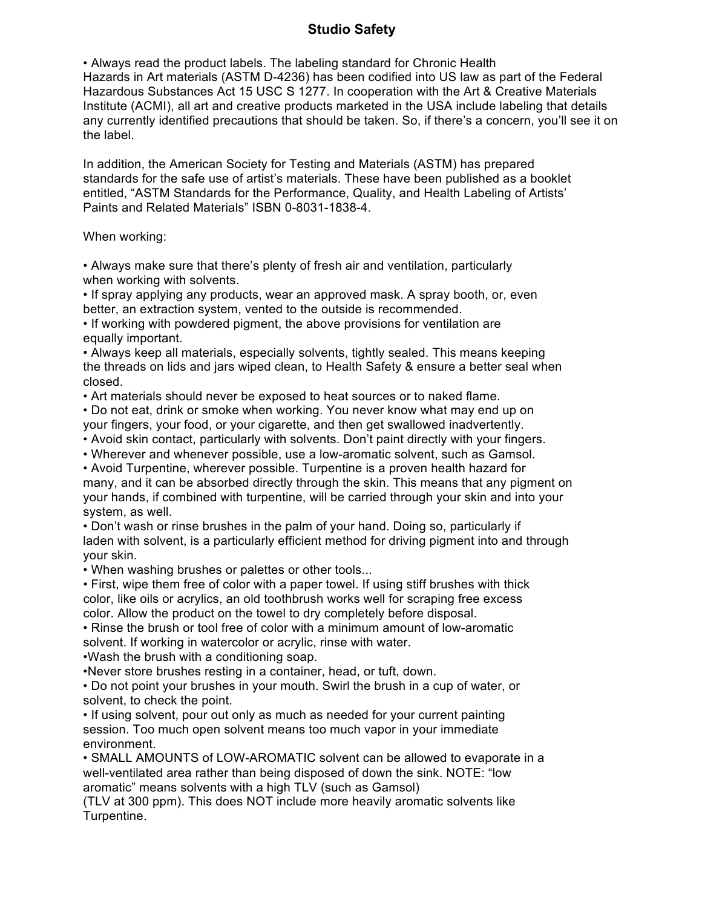# Studio Safety

• Always read the product labels. The labeling standard for Chronic Health Hazards in Art materials (ASTM D-4236) has been codified into US law as part of the Federal Hazardous Substances Act 15 USC S 1277. In cooperation with the Art & Creative Materials Institute (ACMI), all art and creative products marketed in the USA include labeling that details any currently identified precautions that should be taken. So, if there's a concern, you'll see it on the label.

In addition, the American Society for Testing and Materials (ASTM) has prepared standards for the safe use of artist's materials. These have been published as a booklet entitled, "ASTM Standards for the Performance, Quality, and Health Labeling of Artists' Paints and Related Materials" ISBN 0-8031-1838-4.

When working:

- Always make sure that there's plenty of fresh air and ventilation, particularly when working with solvents.
- If spray applying any products, wear an approved mask. A spray booth, or, even better, an extraction system, vented to the outside is recommended.
- If working with powdered pigment, the above provisions for ventilation are equally important.
- Always keep all materials, especially solvents, tightly sealed. This means keeping the threads on lids and jars wiped clean, to Health Safety & ensure a better seal when closed.
- Art materials should never be exposed to heat sources or to naked flame.
- Do not eat, drink or smoke when working. You never know what may end up on your fingers, your food, or your cigarette, and then get swallowed inadvertently.
- Avoid skin contact, particularly with solvents. Don't paint directly with your fingers.
- Wherever and whenever possible, use a low-aromatic solvent, such as Gamsol.
- Avoid Turpentine, wherever possible. Turpentine is a proven health hazard for many, and it can be absorbed directly through the skin. This means that any pigment on your hands, if combined with turpentine, will be carried through your skin and into your system, as well.
- Don't wash or rinse brushes in the palm of your hand. Doing so, particularly if laden with solvent, is a particularly efficient method for driving pigment into and through your skin.
- When washing brushes or palettes or other tools...
- First, wipe them free of color with a paper towel. If using stiff brushes with thick color, like oils or acrylics, an old toothbrush works well for scraping free excess color. Allow the product on the towel to dry completely before disposal.
- Rinse the brush or tool free of color with a minimum amount of low-aromatic solvent. If working in watercolor or acrylic, rinse with water.
- Wash the brush with a conditioning soap.
- Never store brushes resting in a container, head, or tuft, down.
- Do not point your brushes in your mouth. Swirl the brush in a cup of water, or solvent, to check the point.
- If using solvent, pour out only as much as needed for your current painting session. Too much open solvent means too much vapor in your immediate environment.
- SMALL AMOUNTS of LOW-AROMATIC solvent can be allowed to evaporate in a well-ventilated area rather than being disposed of down the sink. NOTE: "low aromatic" means solvents with a high TLV (such as Gamsol) (TLV at 300 ppm). This does NOT include more heavily aromatic solvents like Turpentine.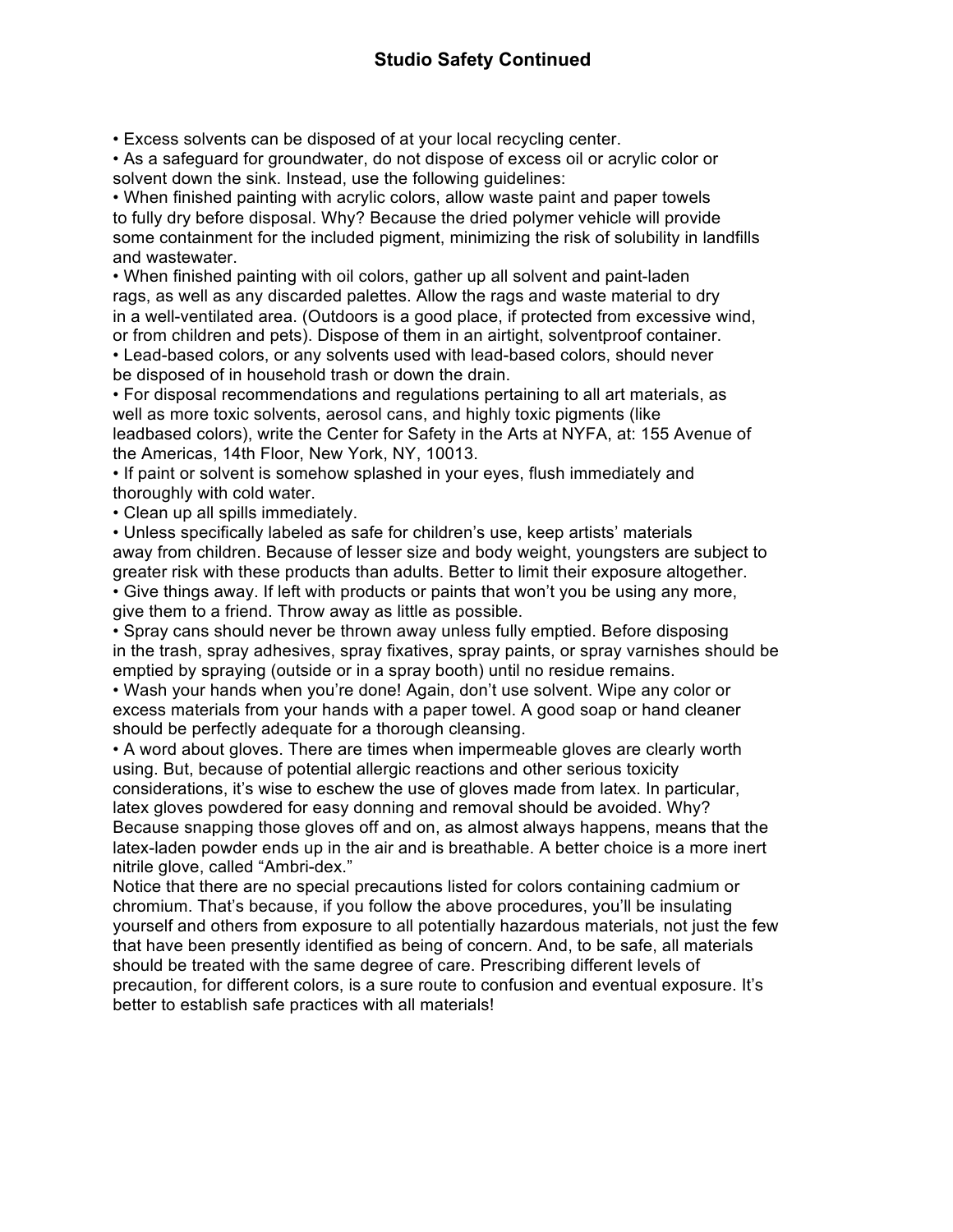## Studio Safety Continued

- Excess solvents can be disposed of at your local recycling center.
- As a safeguard for groundwater, do not dispose of excess oil or acrylic color or solvent down the sink. Instead, use the following guidelines:
- When finished painting with acrylic colors, allow waste paint and paper towels to fully dry before disposal. Why? Because the dried polymer vehicle will provide some containment for the included pigment, minimizing the risk of solubility in landfills and wastewater.
- When finished painting with oil colors, gather up all solvent and paint-laden rags, as well as any discarded palettes. Allow the rags and waste material to dry in a well-ventilated area. (Outdoors is a good place, if protected from excessive wind, or from children and pets). Dispose of them in an airtight, solventproof container.
- Lead-based colors, or any solvents used with lead-based colors, should never be disposed of in household trash or down the drain.
- For disposal recommendations and regulations pertaining to all art materials, as well as more toxic solvents, aerosol cans, and highly toxic pigments (like leadbased colors), write the Center for Safety in the Arts at NYFA, at: 155 Avenue of the Americas, 14th Floor, New York, NY, 10013.
- If paint or solvent is somehow splashed in your eyes, flush immediately and thoroughly with cold water.
- Clean up all spills immediately.
- Unless specifically labeled as safe for children's use, keep artists' materials away from children. Because of lesser size and body weight, youngsters are subject to greater risk with these products than adults. Better to limit their exposure altogether.
- Give things away. If left with products or paints that won't you be using any more, give them to a friend. Throw away as little as possible.
- Spray cans should never be thrown away unless fully emptied. Before disposing in the trash, spray adhesives, spray fixatives, spray paints, or spray varnishes should be emptied by spraying (outside or in a spray booth) until no residue remains.
- Wash your hands when you're done! Again, don't use solvent. Wipe any color or excess materials from your hands with a paper towel. A good soap or hand cleaner should be perfectly adequate for a thorough cleansing.
- A word about gloves. There are times when impermeable gloves are clearly worth using. But, because of potential allergic reactions and other serious toxicity considerations, it's wise to eschew the use of gloves made from latex. In particular, latex gloves powdered for easy donning and removal should be avoided. Why? Because snapping those gloves off and on, as almost always happens, means that the latex-laden powder ends up in the air and is breathable. A better choice is a more inert nitrile glove, called "Ambri-dex."

Notice that there are no special precautions listed for colors containing cadmium or chromium. That's because, if you follow the above procedures, you'll be insulating yourself and others from exposure to all potentially hazardous materials, not just the few that have been presently identified as being of concern. And, to be safe, all materials should be treated with the same degree of care. Prescribing different levels of precaution, for different colors, is a sure route to confusion and eventual exposure. It's better to establish safe practices with all materials!